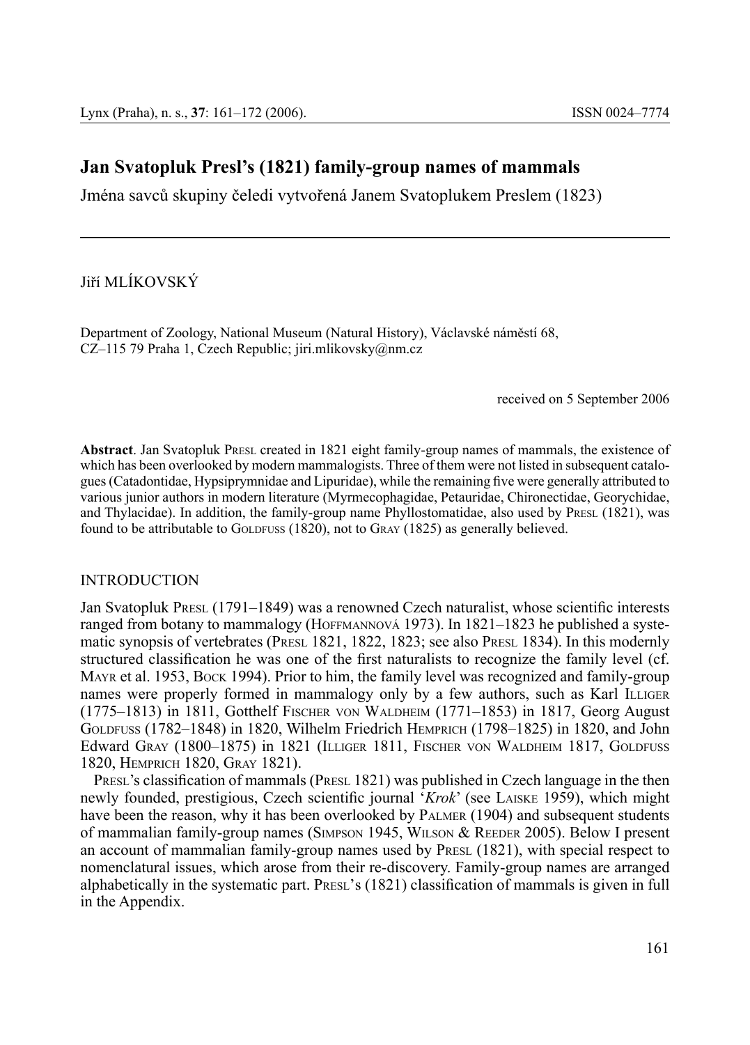# Jan Svatopluk Presl's (1821) family-group names of mammals

Jména savců skupiny čeledi vytvořená Janem Svatoplukem Preslem (1823)

Jiří MLÍKOVSKÝ

Department of Zoology, National Museum (Natural History), Václavské náměstí 68, CZ–115 79 Praha 1, Czech Republic; jiri.mlikovsky@nm.cz

received on 5 September 2006

**Abstract**. Jan Svatopluk Presl created in 1821 eight family-group names of mammals, the existence of which has been overlooked by modern mammalogists. Three of them were not listed in subsequent catalogues (Catadontidae, Hypsiprymnidae and Lipuridae), while the remaining five were generally attributed to various junior authors in modern literature (Myrmecophagidae, Petauridae, Chironectidae, Georychidae, and Thylacidae). In addition, the family-group name Phyllostomatidae, also used by Presl (1821), was found to be attributable to Goldfuss (1820), not to Gray (1825) as generally believed.

## INTRODUCTION

Jan Svatopluk Presl (1791–1849) was a renowned Czech naturalist, whose scientific interests ranged from botany to mammalogy (Hoffmannová 1973). In 1821–1823 he published a systematic synopsis of vertebrates (Presl 1821, 1822, 1823; see also Presl 1834). In this modernly structured classification he was one of the first naturalists to recognize the family level (cf. Mayr et al. 1953, Bock 1994). Prior to him, the family level was recognized and family-group names were properly formed in mammalogy only by a few authors, such as Karl Illiger (1775–1813) in 1811, Gotthelf Fischer von Waldheim (1771–1853) in 1817, Georg August Goldfuss (1782–1848) in 1820, Wilhelm Friedrich Hemprich (1798–1825) in 1820, and John Edward Gray (1800–1875) in 1821 (Illiger 1811, Fischer von Waldheim 1817, Goldfuss 1820, Hemprich 1820, Gray 1821).

Presl's classification of mammals (Presl 1821) was published in Czech language in the then newly founded, prestigious, Czech scientific journal '*Krok*' (see Laiske 1959), which might have been the reason, why it has been overlooked by Palmer (1904) and subsequent students of mammalian family-group names (Simpson 1945, Wilson & Reeder 2005). Below I present an account of mammalian family-group names used by Presl (1821), with special respect to nomenclatural issues, which arose from their re-discovery. Family-group names are arranged alphabetically in the systematic part. Presl's (1821) classification of mammals is given in full in the Appendix.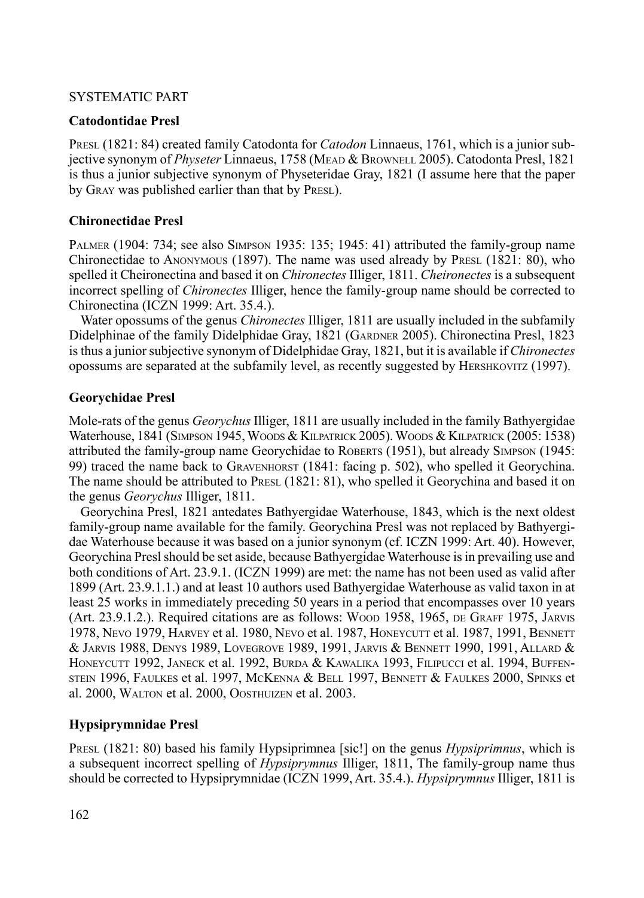SYSTEMATIC PART

### Catodontidae Presl

Presl (1821: 84) created family Catodonta for *Catodon* Linnaeus, 1761, which is a junior subjective synonym of *Physeter* Linnaeus, 1758 (Mead & Brownell 2005). Catodonta Presl, 1821 is thus a junior subjective synonym of Physeteridae Gray, 1821 (I assume here that the paper by Gray was published earlier than that by Presl).

### Chironectidae Presl

Palmer (1904: 734; see also Simpson 1935: 135; 1945: 41) attributed the family-group name Chironectidae to Anonymous (1897). The name was used already by Presl (1821: 80), who spelled it Cheironectina and based it on *Chironectes* Illiger, 1811. *Cheironectes* is a subsequent incorrect spelling of *Chironectes* Illiger, hence the family-group name should be corrected to Chironectina (ICZN 1999: Art. 35.4.).

Water opossums of the genus *Chironectes* Illiger, 1811 are usually included in the subfamily Didelphinae of the family Didelphidae Gray, 1821 (Gardner 2005). Chironectina Presl, 1823 is thus a junior subjective synonym of Didelphidae Gray, 1821, but it is available if *Chironectes* opossums are separated at the subfamily level, as recently suggested by Hershkovitz (1997).

### Georychidae Presl

Mole-rats of the genus *Georychus* Illiger, 1811 are usually included in the family Bathyergidae Waterhouse, 1841 (Simpson 1945, Woods & Kilpatrick 2005). Woods & Kilpatrick (2005: 1538) attributed the family-group name Georychidae to Roberts (1951), but already Simpson (1945: 99) traced the name back to Gravenhorst (1841: facing p. 502), who spelled it Georychina. The name should be attributed to Presl (1821: 81), who spelled it Georychina and based it on the genus *Georychus* Illiger, 1811.

Georychina Presl, 1821 antedates Bathyergidae Waterhouse, 1843, which is the next oldest family-group name available for the family. Georychina Presl was not replaced by Bathyergidae Waterhouse because it was based on a junior synonym (cf. ICZN 1999: Art. 40). However, Georychina Presl should be set aside, because Bathyergidae Waterhouse is in prevailing use and both conditions of Art. 23.9.1. (ICZN 1999) are met: the name has not been used as valid after 1899 (Art. 23.9.1.1.) and at least 10 authors used Bathyergidae Waterhouse as valid taxon in at least 25 works in immediately preceding 50 years in a period that encompasses over 10 years (Art. 23.9.1.2.). Required citations are as follows: Wood 1958, 1965, de Graff 1975, Jarvis 1978, Nevo 1979, Harvey et al. 1980, Nevo et al. 1987, Honeycutt et al. 1987, 1991, Bennett & Jarvis 1988, Denys 1989, Lovegrove 1989, 1991, Jarvis & Bennett 1990, 1991, Allard & Honeycutt 1992, Janeck et al. 1992, Burda & Kawalika 1993, Filipucci et al. 1994, Buffenstein 1996, Faulkes et al. 1997, McKenna & Bell 1997, Bennett & Faulkes 2000, Spinks et al. 2000, Walton et al. 2000, Oosthuizen et al. 2003.

### Hypsiprymnidae Presl

Presl (1821: 80) based his family Hypsiprimnea [sic!] on the genus *Hypsiprimnus*, which is a subsequent incorrect spelling of *Hypsiprymnus* Illiger, 1811, The family-group name thus should be corrected to Hypsiprymnidae (ICZN 1999, Art. 35.4.). *Hypsiprymnus* Illiger, 1811 is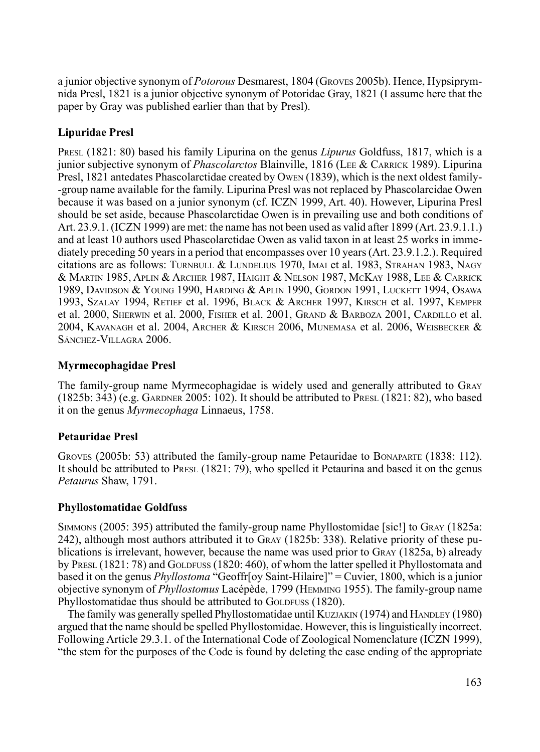a junior objective synonym of *Potorous* Desmarest, 1804 (Groves 2005b). Hence, Hypsiprymnida Presl, 1821 is a junior objective synonym of Potoridae Gray, 1821 (I assume here that the paper by Gray was published earlier than that by Presl).

### Lipuridae Presl

Presl (1821: 80) based his family Lipurina on the genus *Lipurus* Goldfuss, 1817, which is a junior subjective synonym of *Phascolarctos* Blainville, 1816 (Lee & Carrick 1989). Lipurina Presl, 1821 antedates Phascolarctidae created by Owen (1839), which is the next oldest family-group name available for the family. Lipurina Presl was not replaced by Phascolarcidae Owen because it was based on a junior synonym (cf. ICZN 1999, Art. 40). However, Lipurina Presl should be set aside, because Phascolarctidae Owen is in prevailing use and both conditions of Art. 23.9.1. (ICZN 1999) are met: the name has not been used as valid after 1899 (Art. 23.9.1.1.) and at least 10 authors used Phascolarctidae Owen as valid taxon in at least 25 works in immediately preceding 50 years in a period that encompasses over 10 years (Art. 23.9.1.2.). Required citations are as follows: Turnbull & Lundelius 1970, Imai et al. 1983, Strahan 1983, Nagy & Martin 1985, Aplin & Archer 1987, Haight & Nelson 1987, McKay 1988, Lee & Carrick 1989, Davidson & Young 1990, Harding & Aplin 1990, Gordon 1991, Luckett 1994, Osawa 1993, Szalay 1994, Retief et al. 1996, Black & Archer 1997, Kirsch et al. 1997, Kemper et al. 2000, Sherwin et al. 2000, Fisher et al. 2001, Grand & Barboza 2001, Cardillo et al. 2004, Kavanagh et al. 2004, Archer & Kirsch 2006, Munemasa et al. 2006, Weisbecker & Sánchez-Villagra 2006.

### Myrmecophagidae Presl

The family-group name Myrmecophagidae is widely used and generally attributed to Gray (1825b: 343) (e.g. Gardner 2005: 102). It should be attributed to Presl (1821: 82), who based it on the genus *Myrmecophaga* Linnaeus, 1758.

### Petauridae Presl

Groves (2005b: 53) attributed the family-group name Petauridae to Bonaparte (1838: 112). It should be attributed to Presl (1821: 79), who spelled it Petaurina and based it on the genus *Petaurus* Shaw, 1791.

### Phyllostomatidae Goldfuss

Simmons (2005: 395) attributed the family-group name Phyllostomidae [sic!] to Gray (1825a: 242), although most authors attributed it to Gray (1825b: 338). Relative priority of these publications is irrelevant, however, because the name was used prior to Gray (1825a, b) already by Presl (1821: 78) and Goldfuss (1820: 460), of whom the latter spelled it Phyllostomata and based it on the genus *Phyllostoma* "Geoffr[oy Saint-Hilaire]" = Cuvier, 1800, which is a junior objective synonym of *Phyllostomus* Lacépède, 1799 (Hemming 1955). The family-group name Phyllostomatidae thus should be attributed to Goldfuss (1820).

The family was generally spelled Phyllostomatidae until Kuzjakin (1974) and Handley (1980) argued that the name should be spelled Phyllostomidae. However, this is linguistically incorrect. Following Article 29.3.1. of the International Code of Zoological Nomenclature (ICZN 1999), "the stem for the purposes of the Code is found by deleting the case ending of the appropriate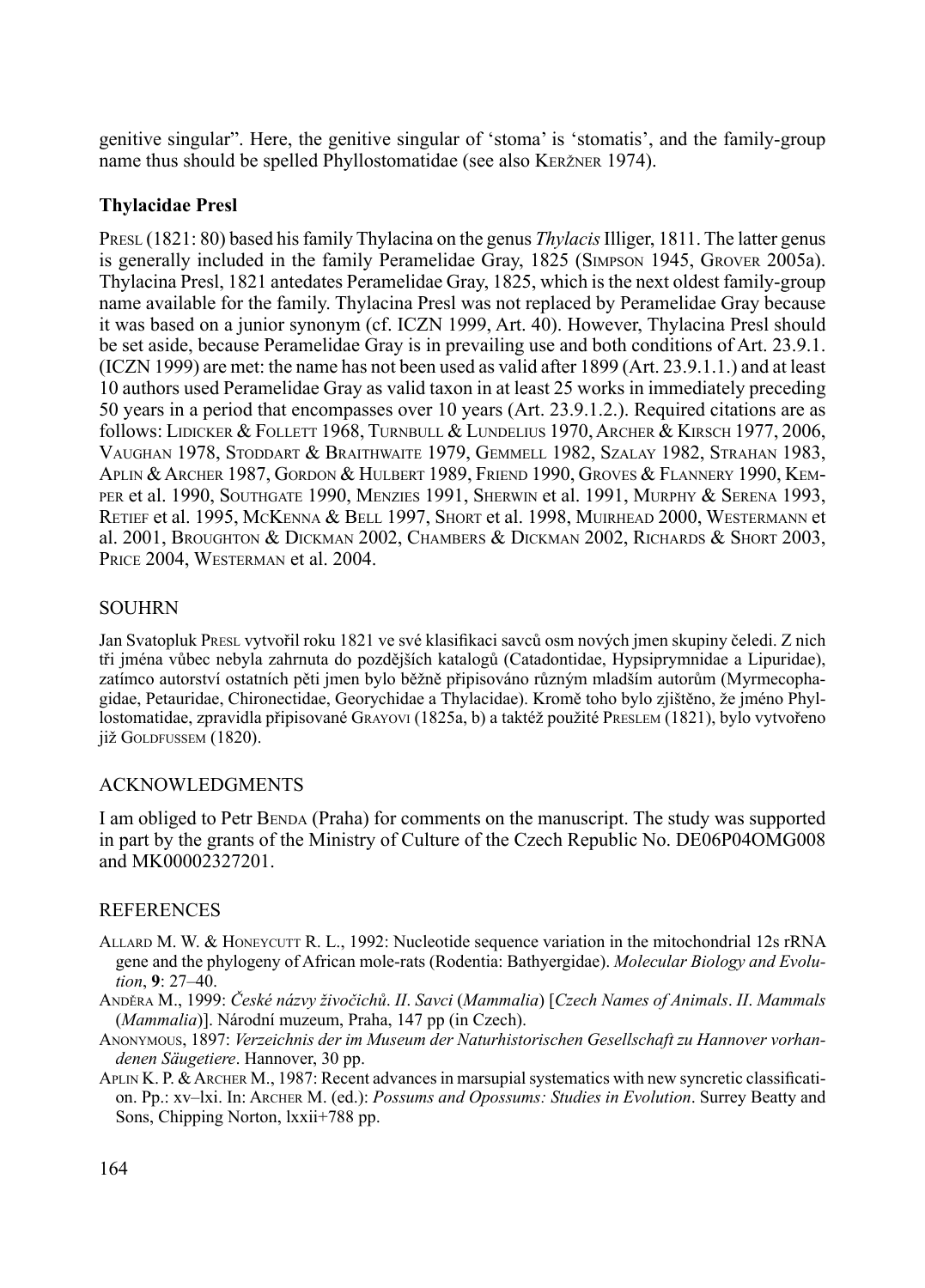genitive singular". Here, the genitive singular of 'stoma' is 'stomatis', and the family-group name thus should be spelled Phyllostomatidae (see also Keržner 1974).

### Thylacidae Presl

Presl (1821: 80) based his family Thylacina on the genus *Thylacis* Illiger, 1811. The latter genus is generally included in the family Peramelidae Gray, 1825 (Simpson 1945, Grover 2005a). Thylacina Presl, 1821 antedates Peramelidae Gray, 1825, which is the next oldest family-group name available for the family. Thylacina Presl was not replaced by Peramelidae Gray because it was based on a junior synonym (cf. ICZN 1999, Art. 40). However, Thylacina Presl should be set aside, because Peramelidae Gray is in prevailing use and both conditions of Art. 23.9.1. (ICZN 1999) are met: the name has not been used as valid after 1899 (Art. 23.9.1.1.) and at least 10 authors used Peramelidae Gray as valid taxon in at least 25 works in immediately preceding 50 years in a period that encompasses over 10 years (Art. 23.9.1.2.). Required citations are as follows: Lidicker & Follett 1968, Turnbull & Lundelius 1970, Archer & Kirsch 1977, 2006, Vaughan 1978, Stoddart & Braithwaite 1979, Gemmell 1982, Szalay 1982, Strahan 1983, Aplin & Archer 1987, Gordon & Hulbert 1989, Friend 1990, Groves & Flannery 1990, Kemper et al. 1990, Southgate 1990, Menzies 1991, Sherwin et al. 1991, Murphy & Serena 1993, Retief et al. 1995, McKenna & Bell 1997, Short et al. 1998, Muirhead 2000, Westermann et al. 2001, Broughton & Dickman 2002, Chambers & Dickman 2002, Richards & Short 2003, Price 2004, Westerman et al. 2004.

## SOUHRN

Jan Svatopluk Presl vytvořil roku 1821 ve své klasifikaci savců osm nových jmen skupiny čeledi. Z nich tři jména vůbec nebyla zahrnuta do pozdějších katalogů (Catadontidae, Hypsiprymnidae a Lipuridae), zatímco autorství ostatních pěti jmen bylo běžně připisováno různým mladším autorům (Myrmecophagidae, Petauridae, Chironectidae, Georychidae a Thylacidae). Kromě toho bylo zjištěno, že jméno Phyllostomatidae, zpravidla připisované Grayovi (1825a, b) a taktéž použité Preslem (1821), bylo vytvořeno již Goldfussem (1820).

## ACKNOWLEDGMENTS

I am obliged to Petr Benda (Praha) for comments on the manuscript. The study was supported in part by the grants of the Ministry of Culture of the Czech Republic No. DE06P04OMG008 and MK00002327201.

## REFERENCES

Allard M. W. & Honeycutt R. L., 1992: Nucleotide sequence variation in the mitochondrial 12s rRNA gene and the phylogeny of African mole-rats (Rodentia: Bathyergidae). *Molecular Biology and Evolution*, **9**: 27–40.

Anděra M., 1999: *České názvy živočichů*. *II*. *Savci* (*Mammalia*) [*Czech Names of Animals*. *II*. *Mammals* (*Mammalia*)]. Národní muzeum, Praha, 147 pp (in Czech).

Anonymous, 1897: *Verzeichnis der im Museum der Naturhistorischen Gesellschaft zu Hannover vorhandenen Säugetiere*. Hannover, 30 pp.

Aplin K. P. & Archer M., 1987: Recent advances in marsupial systematics with new syncretic classification. Pp.: xv–lxi. In: Archer M. (ed.): *Possums and Opossums: Studies in Evolution*. Surrey Beatty and Sons, Chipping Norton, lxxii+788 pp.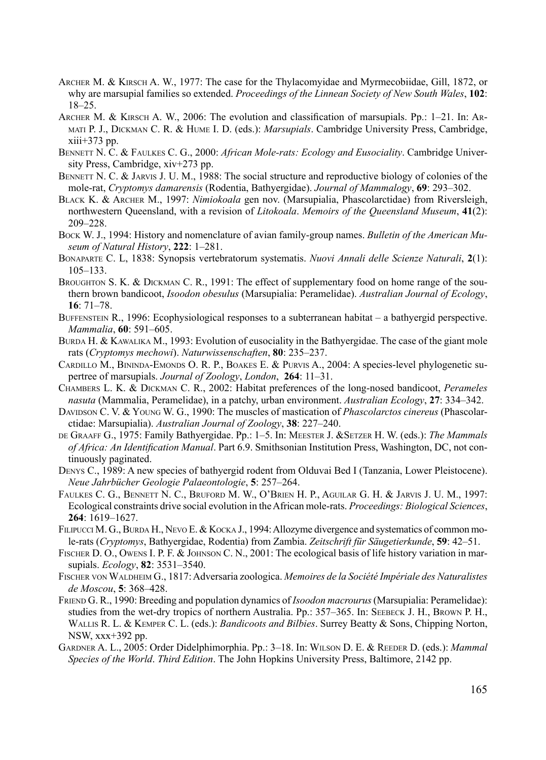Archer M. & Kirsch A. W., 1977: The case for the Thylacomyidae and Myrmecobiidae, Gill, 1872, or why are marsupial families so extended. *Proceedings of the Linnean Society of New South Wales*, **102**: 18–25.

Archer M. & Kirsch A. W., 2006: The evolution and classification of marsupials. Pp.: 1–21. In: Armati P. J., Dickman C. R. & Hume I. D. (eds.): *Marsupials*. Cambridge University Press, Cambridge, xiii+373 pp.

Bennett N. C. & Faulkes C. G., 2000: *African Mole-rats: Ecology and Eusociality*. Cambridge University Press, Cambridge, xiv+273 pp.

Bennett N. C. & Jarvis J. U. M., 1988: The social structure and reproductive biology of colonies of the mole-rat, *Cryptomys damarensis* (Rodentia, Bathyergidae). *Journal of Mammalogy*, **69**: 293–302.

Black K. & Archer M., 1997: *Nimiokoala* gen nov. (Marsupialia, Phascolarctidae) from Riversleigh, northwestern Queensland, with a revision of *Litokoala*. *Memoirs of the Queensland Museum*, **41**(2): 209–228.

Bock W. J., 1994: History and nomenclature of avian family-group names. *Bulletin of the American Museum of Natural History*, **222**: 1–281.

Bonaparte C. L, 1838: Synopsis vertebratorum systematis. *Nuovi Annali delle Scienze Naturali*, **2**(1): 105–133.

Broughton S. K. & Dickman C. R., 1991: The effect of supplementary food on home range of the southern brown bandicoot, *Isoodon obesulus* (Marsupialia: Peramelidae). *Australian Journal of Ecology*, **16**: 71–78.

Buffenstein R., 1996: Ecophysiological responses to a subterranean habitat – a bathyergid perspective. *Mammalia*, **60**: 591–605.

Burda H. & Kawalika M., 1993: Evolution of eusociality in the Bathyergidae. The case of the giant mole rats (*Cryptomys mechowi*). *Naturwissenschaften*, **80**: 235–237.

Cardillo M., Bininda-Emonds O. R. P., Boakes E. & Purvis A., 2004: A species-level phylogenetic supertree of marsupials. *Journal of Zoology*, *London*, **264**: 11–31.

Chambers L. K. & Dickman C. R., 2002: Habitat preferences of the long-nosed bandicoot, *Perameles nasuta* (Mammalia, Peramelidae), in a patchy, urban environment. *Australian Ecology*, **27**: 334–342.

Davidson C. V. & Young W. G., 1990: The muscles of mastication of *Phascolarctos cinereus* (Phascolarctidae: Marsupialia). *Australian Journal of Zoology*, **38**: 227–240.

de Graaff G., 1975: Family Bathyergidae. Pp.: 1–5. In: Meester J. &Setzer H. W. (eds.): *The Mammals of Africa: An Identification Manual*. Part 6.9. Smithsonian Institution Press, Washington, DC, not continuously paginated.

Denys C., 1989: A new species of bathyergid rodent from Olduvai Bed I (Tanzania, Lower Pleistocene). *Neue Jahrbücher Geologie Palaeontologie*, **5**: 257–264.

Faulkes C. G., Bennett N. C., Bruford M. W., O'Brien H. P., Aguilar G. H. & Jarvis J. U. M., 1997: Ecological constraints drive social evolution in the African mole-rats. *Proceedings: Biological Sciences*, **264**: 1619–1627.

Filipucci M. G., Burda H., Nevo E. & Kocka J., 1994: Allozyme divergence and systematics of common mole-rats (*Cryptomys*, Bathyergidae, Rodentia) from Zambia. *Zeitschrift für Säugetierkunde*, **59**: 42–51.

Fischer D. O., Owens I. P. F. & Johnson C. N., 2001: The ecological basis of life history variation in marsupials. *Ecology*, **82**: 3531–3540.

Fischer von Waldheim G., 1817: Adversaria zoologica. *Memoires de la Société Impériale des Naturalistes de Moscou*, **5**: 368–428.

Friend G. R., 1990: Breeding and population dynamics of *Isoodon macrourus* (Marsupialia: Peramelidae): studies from the wet-dry tropics of northern Australia. Pp.: 357–365. In: Seebeck J. H., Brown P. H., Wallis R. L. & Kemper C. L. (eds.): *Bandicoots and Bilbies*. Surrey Beatty & Sons, Chipping Norton, NSW, xxx+392 pp.

Gardner A. L., 2005: Order Didelphimorphia. Pp.: 3–18. In: Wilson D. E. & Reeder D. (eds.): *Mammal Species of the World*. *Third Edition*. The John Hopkins University Press, Baltimore, 2142 pp.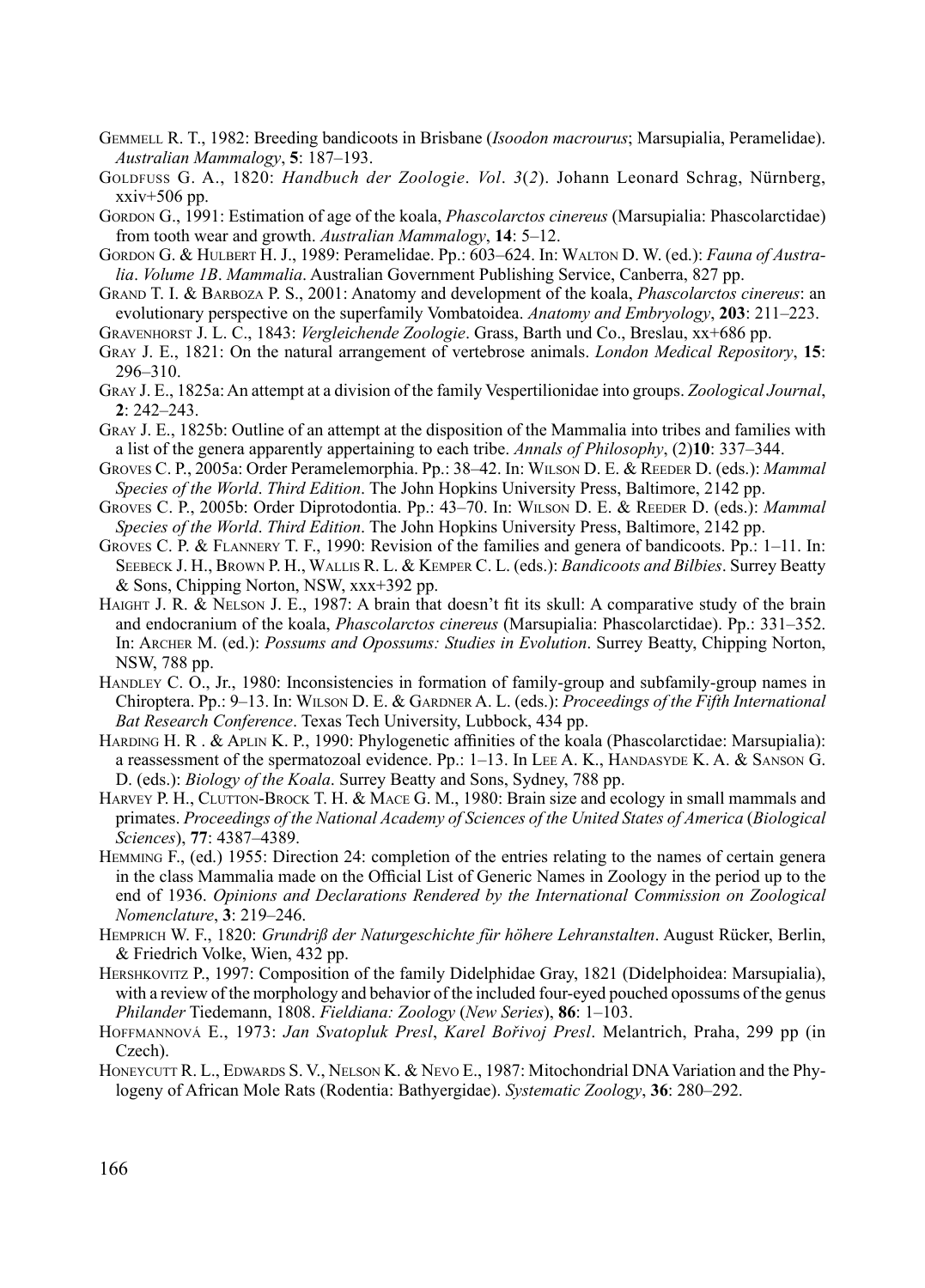Gemmell R. T., 1982: Breeding bandicoots in Brisbane (*Isoodon macrourus*; Marsupialia, Peramelidae). *Australian Mammalogy*, **5**: 187–193.

Goldfuss G. A., 1820: *Handbuch der Zoologie*. *Vol*. *3*(*2*). Johann Leonard Schrag, Nürnberg, xxiv+506 pp.

Gordon G., 1991: Estimation of age of the koala, *Phascolarctos cinereus* (Marsupialia: Phascolarctidae) from tooth wear and growth. *Australian Mammalogy*, **14**: 5–12.

Gordon G. & Hulbert H. J., 1989: Peramelidae. Pp.: 603–624. In: Walton D. W. (ed.): *Fauna of Australia*. *Volume 1B*. *Mammalia*. Australian Government Publishing Service, Canberra, 827 pp.

Grand T. I. & Barboza P. S., 2001: Anatomy and development of the koala, *Phascolarctos cinereus*: an evolutionary perspective on the superfamily Vombatoidea. *Anatomy and Embryology*, **203**: 211–223.

Gravenhorst J. L. C., 1843: *Vergleichende Zoologie*. Grass, Barth und Co., Breslau, xx+686 pp.

Gray J. E., 1821: On the natural arrangement of vertebrose animals. *London Medical Repository*, **15**: 296–310.

Gray J. E., 1825a: An attempt at a division of the family Vespertilionidae into groups. *Zoological Journal*, **2**: 242–243.

Gray J. E., 1825b: Outline of an attempt at the disposition of the Mammalia into tribes and families with a list of the genera apparently appertaining to each tribe. *Annals of Philosophy*, (2)**10**: 337–344.

Groves C. P., 2005a: Order Peramelemorphia. Pp.: 38–42. In: Wilson D. E. & Reeder D. (eds.): *Mammal Species of the World*. *Third Edition*. The John Hopkins University Press, Baltimore, 2142 pp.

Groves C. P., 2005b: Order Diprotodontia. Pp.: 43–70. In: Wilson D. E. & Reeder D. (eds.): *Mammal Species of the World*. *Third Edition*. The John Hopkins University Press, Baltimore, 2142 pp.

Groves C. P. & Flannery T. F., 1990: Revision of the families and genera of bandicoots. Pp.: 1–11. In: Seebeck J. H., Brown P. H., Wallis R. L. & Kemper C. L. (eds.): *Bandicoots and Bilbies*. Surrey Beatty & Sons, Chipping Norton, NSW, xxx+392 pp.

Haight J. R. & Nelson J. E., 1987: A brain that doesn't fit its skull: A comparative study of the brain and endocranium of the koala, *Phascolarctos cinereus* (Marsupialia: Phascolarctidae). Pp.: 331–352. In: Archer M. (ed.): *Possums and Opossums: Studies in Evolution*. Surrey Beatty, Chipping Norton, NSW, 788 pp.

Handley C. O., Jr., 1980: Inconsistencies in formation of family-group and subfamily-group names in Chiroptera. Pp.: 9–13. In: Wilson D. E. & Gardner A. L. (eds.): *Proceedings of the Fifth International Bat Research Conference*. Texas Tech University, Lubbock, 434 pp.

Harding H. R . & Aplin K. P., 1990: Phylogenetic affinities of the koala (Phascolarctidae: Marsupialia): a reassessment of the spermatozoal evidence. Pp.: 1–13. In Lee A. K., Handasyde K. A. & Sanson G. D. (eds.): *Biology of the Koala*. Surrey Beatty and Sons, Sydney, 788 pp.

Harvey P. H., Clutton-Brock T. H. & Mace G. M., 1980: Brain size and ecology in small mammals and primates. *Proceedings of the National Academy of Sciences of the United States of America* (*Biological Sciences*), **77**: 4387–4389.

Hemming F., (ed.) 1955: Direction 24: completion of the entries relating to the names of certain genera in the class Mammalia made on the Official List of Generic Names in Zoology in the period up to the end of 1936. *Opinions and Declarations Rendered by the International Commission on Zoological Nomenclature*, **3**: 219–246.

Hemprich W. F., 1820: *Grundriß der Naturgeschichte für höhere Lehranstalten*. August Rücker, Berlin, & Friedrich Volke, Wien, 432 pp.

Hershkovitz P., 1997: Composition of the family Didelphidae Gray, 1821 (Didelphoidea: Marsupialia), with a review of the morphology and behavior of the included four-eyed pouched opossums of the genus *Philander* Tiedemann, 1808. *Fieldiana: Zoology* (*New Series*), **86**: 1–103.

Hoffmannová E., 1973: *Jan Svatopluk Presl*, *Karel Bořivoj Presl*. Melantrich, Praha, 299 pp (in Czech).

Honeycutt R. L., Edwards S. V., Nelson K. & Nevo E., 1987: Mitochondrial DNA Variation and the Phylogeny of African Mole Rats (Rodentia: Bathyergidae). *Systematic Zoology*, **36**: 280–292.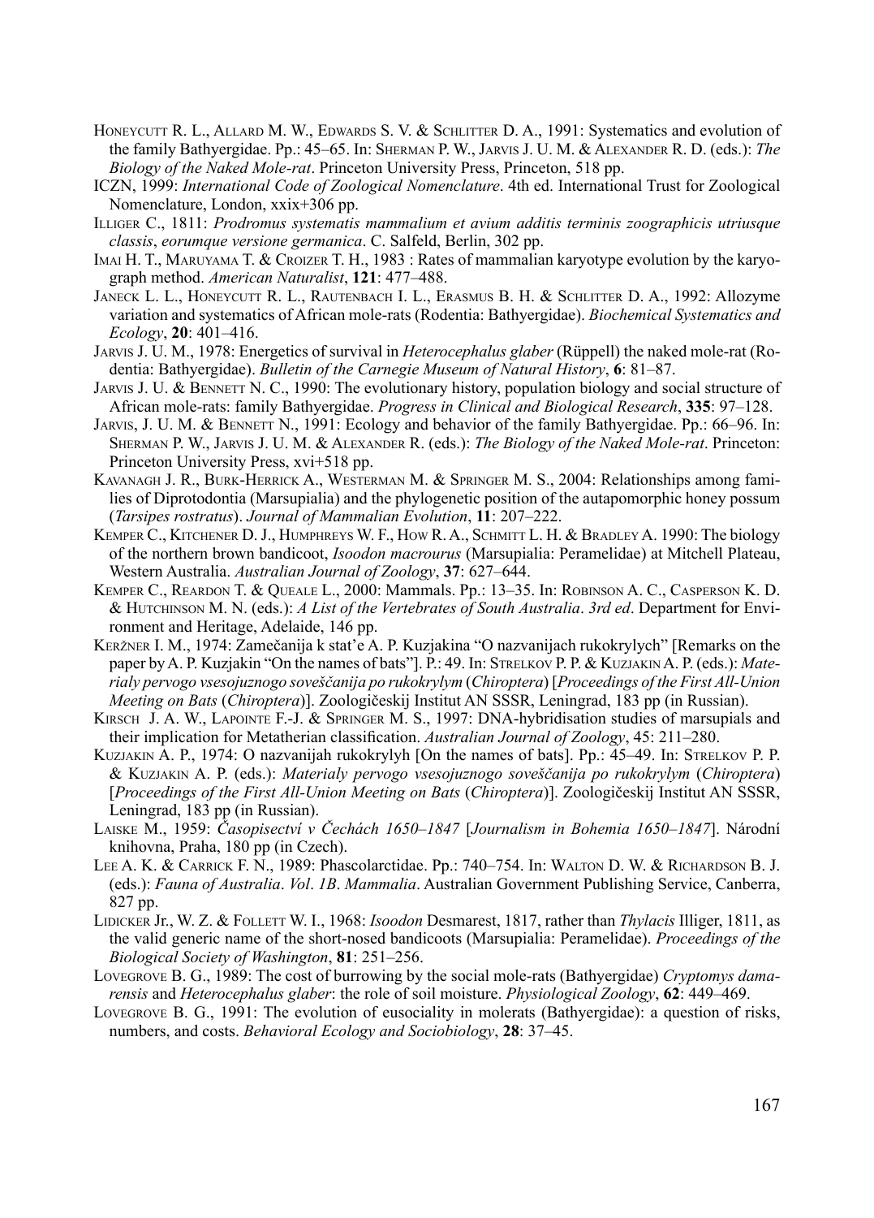Honeycutt R. L., Allard M. W., Edwards S. V. & Schlitter D. A., 1991: Systematics and evolution of the family Bathyergidae. Pp.: 45–65. In: Sherman P. W., Jarvis J. U. M. & Alexander R. D. (eds.): *The Biology of the Naked Mole-rat*. Princeton University Press, Princeton, 518 pp.

ICZN, 1999: *International Code of Zoological Nomenclature*. 4th ed. International Trust for Zoological Nomenclature, London, xxix+306 pp.

Illiger C., 1811: *Prodromus systematis mammalium et avium additis terminis zoographicis utriusque classis*, *eorumque versione germanica*. C. Salfeld, Berlin, 302 pp.

Imai H. T., Maruyama T. & Croizer T. H., 1983 : Rates of mammalian karyotype evolution by the karyograph method. *American Naturalist*, **121**: 477–488.

Janeck L. L., Honeycutt R. L., Rautenbach I. L., Erasmus B. H. & Schlitter D. A., 1992: Allozyme variation and systematics of African mole-rats (Rodentia: Bathyergidae). *Biochemical Systematics and Ecology*, **20**: 401–416.

Jarvis J. U. M., 1978: Energetics of survival in *Heterocephalus glaber* (Rüppell) the naked mole-rat (Rodentia: Bathyergidae). *Bulletin of the Carnegie Museum of Natural History*, **6**: 81–87.

Jarvis J. U. & Bennett N. C., 1990: The evolutionary history, population biology and social structure of African mole-rats: family Bathyergidae. *Progress in Clinical and Biological Research*, **335**: 97–128.

Jarvis, J. U. M. & Bennett N., 1991: Ecology and behavior of the family Bathyergidae. Pp.: 66–96. In: Sherman P. W., Jarvis J. U. M. & Alexander R. (eds.): *The Biology of the Naked Mole-rat*. Princeton: Princeton University Press, xvi+518 pp.

Kavanagh J. R., Burk-Herrick A., Westerman M. & Springer M. S., 2004: Relationships among families of Diprotodontia (Marsupialia) and the phylogenetic position of the autapomorphic honey possum (*Tarsipes rostratus*). *Journal of Mammalian Evolution*, **11**: 207–222.

Kemper C., Kitchener D. J., Humphreys W. F., How R. A., Schmitt L. H. & Bradley A. 1990: The biology of the northern brown bandicoot, *Isoodon macrourus* (Marsupialia: Peramelidae) at Mitchell Plateau, Western Australia. *Australian Journal of Zoology*, **37**: 627–644.

Kemper C., Reardon T. & Queale L., 2000: Mammals. Pp.: 13–35. In: Robinson A. C., Casperson K. D. & Hutchinson M. N. (eds.): *A List of the Vertebrates of South Australia*. *3rd ed*. Department for Environment and Heritage, Adelaide, 146 pp.

Keržner I. M., 1974: Zamečanija k stat'e A. P. Kuzjakina "O nazvanijach rukokrylych" [Remarks on the paper by A. P. Kuzjakin "On the names of bats"]. P.: 49. In: Strelkov P. P. & Kuzjakin A. P. (eds.): *Materialy pervogo vsesojuznogo soveščanija po rukokrylym* (*Chiroptera*) [*Proceedings of the First All-Union Meeting on Bats* (*Chiroptera*)]. Zoologičeskij Institut AN SSSR, Leningrad, 183 pp (in Russian).

Kirsch J. A. W., Lapointe F.-J. & Springer M. S., 1997: DNA-hybridisation studies of marsupials and their implication for Metatherian classification. *Australian Journal of Zoology*, 45: 211–280.

Kuzjakin A. P., 1974: O nazvanijah rukokrylyh [On the names of bats]. Pp.: 45–49. In: Strelkov P. P. & Kuzjakin A. P. (eds.): *Materialy pervogo vsesojuznogo soveščanija po rukokrylym* (*Chiroptera*) [*Proceedings of the First All-Union Meeting on Bats* (*Chiroptera*)]. Zoologičeskij Institut AN SSSR, Leningrad, 183 pp (in Russian).

Laiske M., 1959: *Časopisectví v Čechách 1650–1847* [*Journalism in Bohemia 1650–1847*]. Národní knihovna, Praha, 180 pp (in Czech).

Lee A. K. & Carrick F. N., 1989: Phascolarctidae. Pp.: 740–754. In: Walton D. W. & Richardson B. J. (eds.): *Fauna of Australia*. *Vol*. *1B*. *Mammalia*. Australian Government Publishing Service, Canberra, 827 pp.

Lidicker Jr., W. Z. & Follett W. I., 1968: *Isoodon* Desmarest, 1817, rather than *Thylacis* Illiger, 1811, as the valid generic name of the short-nosed bandicoots (Marsupialia: Peramelidae). *Proceedings of the Biological Society of Washington*, **81**: 251–256.

Lovegrove B. G., 1989: The cost of burrowing by the social mole-rats (Bathyergidae) *Cryptomys damarensis* and *Heterocephalus glaber*: the role of soil moisture. *Physiological Zoology*, **62**: 449–469.

Lovegrove B. G., 1991: The evolution of eusociality in molerats (Bathyergidae): a question of risks, numbers, and costs. *Behavioral Ecology and Sociobiology*, **28**: 37–45.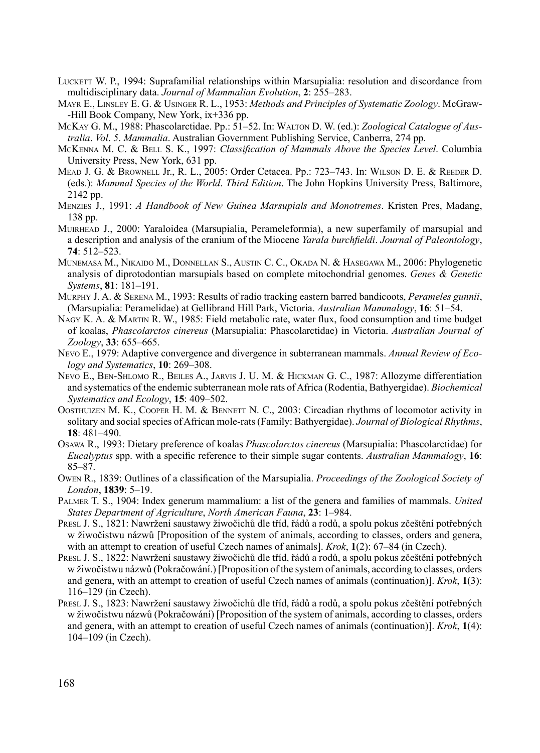Luckett W. P., 1994: Suprafamilial relationships within Marsupialia: resolution and discordance from multidisciplinary data. *Journal of Mammalian Evolution*, **2**: 255–283.

Mayr E., Linsley E. G. & Usinger R. L., 1953: *Methods and Principles of Systematic Zoology*. McGraw--Hill Book Company, New York, ix+336 pp.

McKay G. M., 1988: Phascolarctidae. Pp.: 51–52. In: Walton D. W. (ed.): *Zoological Catalogue of Australia*. *Vol*. *5*. *Mammalia*. Australian Government Publishing Service, Canberra, 274 pp.

McKenna M. C. & Bell S. K., 1997: *Classification of Mammals Above the Species Level*. Columbia University Press, New York, 631 pp.

Mead J. G. & Brownell Jr., R. L., 2005: Order Cetacea. Pp.: 723–743. In: Wilson D. E. & Reeder D. (eds.): *Mammal Species of the World*. *Third Edition*. The John Hopkins University Press, Baltimore, 2142 pp.

Menzies J., 1991: *A Handbook of New Guinea Marsupials and Monotremes*. Kristen Pres, Madang, 138 pp.

Muirhead J., 2000: Yaraloidea (Marsupialia, Peramelеformia), a new superfamily of marsupial and a description and analysis of the cranium of the Miocene *Yarala burchfieldi*. *Journal of Paleontology*, **74**: 512–523.

Munemasa M., Nikaido M., Donnellan S., Austin C. C., Okada N. & Hasegawa M., 2006: Phylogenetic analysis of diprotodontian marsupials based on complete mitochondrial genomes. *Genes & Genetic Systems*, **81**: 181–191.

Murphy J. A. & Serena M., 1993: Results of radio tracking eastern barred bandicoots, *Perameles gunnii*, (Marsupialia: Peramelidae) at Gellibrand Hill Park, Victoria. *Australian Mammalogy*, **16**: 51–54.

Nagy K. A. & Martin R. W., 1985: Field metabolic rate, water flux, food consumption and time budget of koalas, *Phascolarctos cinereus* (Marsupialia: Phascolarctidae) in Victoria. *Australian Journal of Zoology*, **33**: 655–665.

Nevo E., 1979: Adaptive convergence and divergence in subterranean mammals. *Annual Review of Ecology and Systematics*, **10**: 269–308.

Nevo E., Ben-Shlomo R., Beiles A., Jarvis J. U. M. & Hickman G. C., 1987: Allozyme differentiation and systematics of the endemic subterranean mole rats of Africa (Rodentia, Bathyergidae). *Biochemical Systematics and Ecology*, **15**: 409–502.

Oosthuizen M. K., Cooper H. M. & Bennett N. C., 2003: Circadian rhythms of locomotor activity in solitary and social species of African mole-rats (Family: Bathyergidae). *Journal of Biological Rhythms*, **18**: 481–490.

Osawa R., 1993: Dietary preference of koalas *Phascolarctos cinereus* (Marsupialia: Phascolarctidae) for *Eucalyptus* spp. with a specific reference to their simple sugar contents. *Australian Mammalogy*, **16**: 85–87.

Owen R., 1839: Outlines of a classification of the Marsupialia. *Proceedings of the Zoological Society of London*, **1839**: 5–19.

Palmer T. S., 1904: Index generum mammalium: a list of the genera and families of mammals. *United States Department of Agriculture*, *North American Fauna*, **23**: 1–984.

Presl J. S., 1821: Nawržení saustawy žiwočichů dle tříd, řádů a rodů, a spolu pokus zčeštění potřebných w žiwočistwu názwů [Proposition of the system of animals, according to classes, orders and genera, with an attempt to creation of useful Czech names of animals]. *Krok*, **1**(2): 67–84 (in Czech).

Presl J. S., 1822: Nawržení saustawy žiwočichů dle tříd, řádů a rodů, a spolu pokus zčeštění potřebných w žiwočistwu názwů (Pokračowání.) [Proposition of the system of animals, according to classes, orders and genera, with an attempt to creation of useful Czech names of animals (continuation)]. *Krok*, **1**(3): 116–129 (in Czech).

Presl J. S., 1823: Nawržení saustawy žiwočichů dle tříd, řádů a rodů, a spolu pokus zčeštění potřebných w žiwočistwu názwů (Pokračowání) [Proposition of the system of animals, according to classes, orders and genera, with an attempt to creation of useful Czech names of animals (continuation)]. *Krok*, **1**(4): 104–109 (in Czech).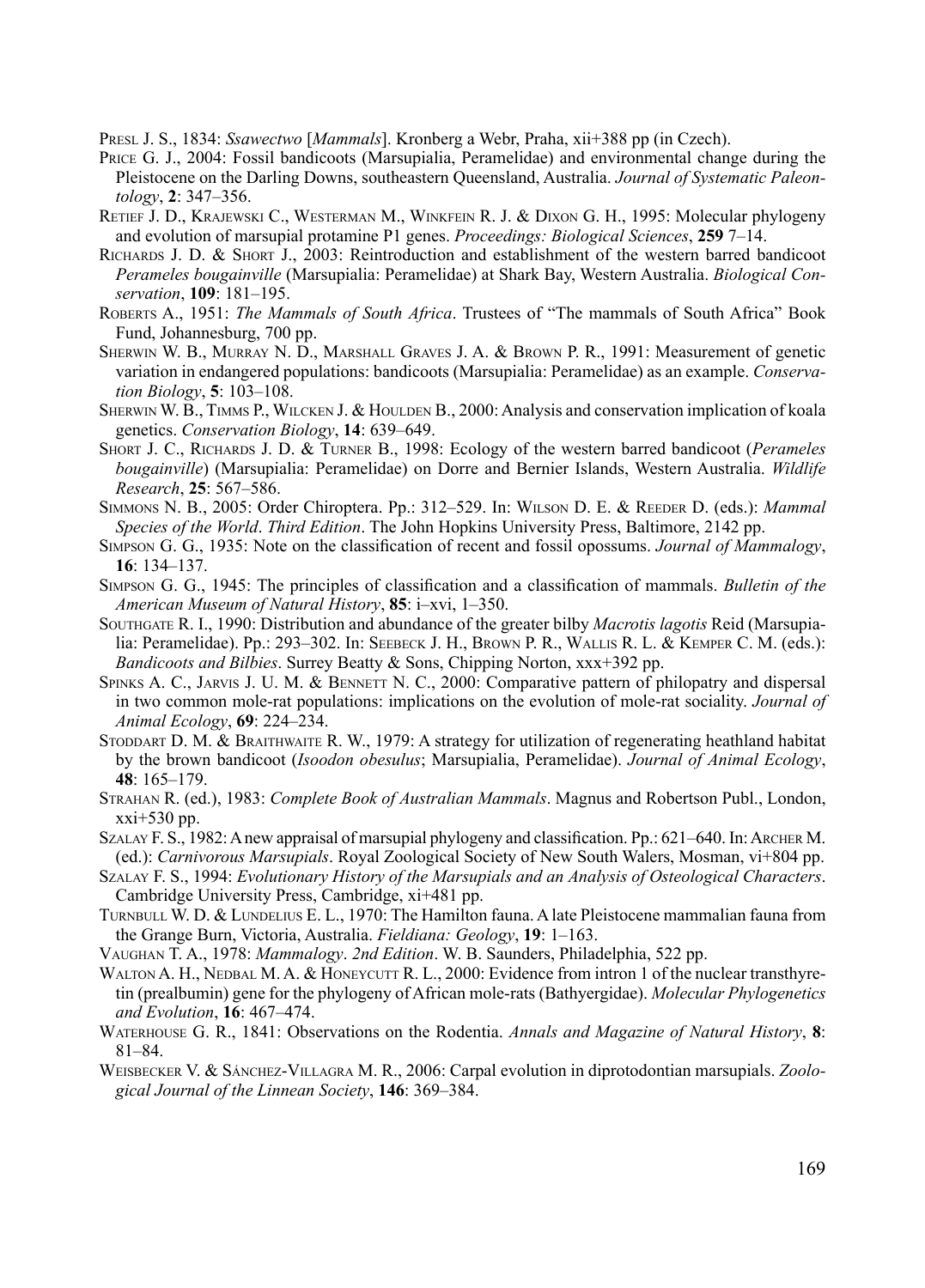Presl J. S., 1834: *Ssawectwo* [*Mammals*]. Kronberg a Webr, Praha, xii+388 pp (in Czech).

Price G. J., 2004: Fossil bandicoots (Marsupialia, Peramelidae) and environmental change during the Pleistocene on the Darling Downs, southeastern Queensland, Australia. *Journal of Systematic Paleontology*, **2**: 347–356.

Retief J. D., Krajewski C., Westerman M., Winkfein R. J. & Dixon G. H., 1995: Molecular phylogeny and evolution of marsupial protamine P1 genes. *Proceedings: Biological Sciences*, **259** 7–14.

Richards J. D. & Short J., 2003: Reintroduction and establishment of the western barred bandicoot *Perameles bougainville* (Marsupialia: Peramelidae) at Shark Bay, Western Australia. *Biological Conservation*, **109**: 181–195.

Roberts A., 1951: *The Mammals of South Africa*. Trustees of "The mammals of South Africa" Book Fund, Johannesburg, 700 pp.

Sherwin W. B., Murray N. D., Marshall Graves J. A. & Brown P. R., 1991: Measurement of genetic variation in endangered populations: bandicoots (Marsupialia: Peramelidae) as an example. *Conservation Biology*, **5**: 103–108.

Sherwin W. B., Timms P., Wilcken J. & Houlden B., 2000: Analysis and conservation implication of koala genetics. *Conservation Biology*, **14**: 639–649.

Short J. C., Richards J. D. & Turner B., 1998: Ecology of the western barred bandicoot (*Perameles bougainville*) (Marsupialia: Peramelidae) on Dorre and Bernier Islands, Western Australia. *Wildlife Research*, **25**: 567–586.

Simmons N. B., 2005: Order Chiroptera. Pp.: 312–529. In: Wilson D. E. & Reeder D. (eds.): *Mammal Species of the World*. *Third Edition*. The John Hopkins University Press, Baltimore, 2142 pp.

Simpson G. G., 1935: Note on the classification of recent and fossil opossums. *Journal of Mammalogy*, **16**: 134–137.

Simpson G. G., 1945: The principles of classification and a classification of mammals. *Bulletin of the American Museum of Natural History*, **85**: i–xvi, 1–350.

Southgate R. I., 1990: Distribution and abundance of the greater bilby *Macrotis lagotis* Reid (Marsupialia: Peramelidae). Pp.: 293–302. In: Seebeck J. H., Brown P. R., Wallis R. L. & Kemper C. M. (eds.): *Bandicoots and Bilbies*. Surrey Beatty & Sons, Chipping Norton, xxx+392 pp.

Spinks A. C., Jarvis J. U. M. & Bennett N. C., 2000: Comparative pattern of philopatry and dispersal in two common mole-rat populations: implications on the evolution of mole-rat sociality. *Journal of Animal Ecology*, **69**: 224–234.

Stoddart D. M. & Braithwaite R. W., 1979: A strategy for utilization of regenerating heathland habitat by the brown bandicoot (*Isoodon obesulus*; Marsupialia, Peramelidae). *Journal of Animal Ecology*, **48**: 165–179.

Strahan R. (ed.), 1983: *Complete Book of Australian Mammals*. Magnus and Robertson Publ., London, xxi+530 pp.

Szalay F. S., 1982: A new appraisal of marsupial phylogeny and classification. Pp.: 621–640. In: Archer M. (ed.): *Carnivorous Marsupials*. Royal Zoological Society of New South Walers, Mosman, vi+804 pp.

Szalay F. S., 1994: *Evolutionary History of the Marsupials and an Analysis of Osteological Characters*. Cambridge University Press, Cambridge, xi+481 pp.

Turnbull W. D. & Lundelius E. L., 1970: The Hamilton fauna. A late Pleistocene mammalian fauna from the Grange Burn, Victoria, Australia. *Fieldiana: Geology*, **19**: 1–163.

Vaughan T. A., 1978: *Mammalogy*. *2nd Edition*. W. B. Saunders, Philadelphia, 522 pp.

Walton A. H., Nedbal M. A. & Honeycutt R. L., 2000: Evidence from intron 1 of the nuclear transthyretin (prealbumin) gene for the phylogeny of African mole-rats (Bathyergidae). *Molecular Phylogenetics and Evolution*, **16**: 467–474.

Waterhouse G. R., 1841: Observations on the Rodentia. *Annals and Magazine of Natural History*, **8**: 81–84.

Weisbecker V. & Sánchez-Villagra M. R., 2006: Carpal evolution in diprotodontian marsupials. *Zoological Journal of the Linnean Society*, **146**: 369–384.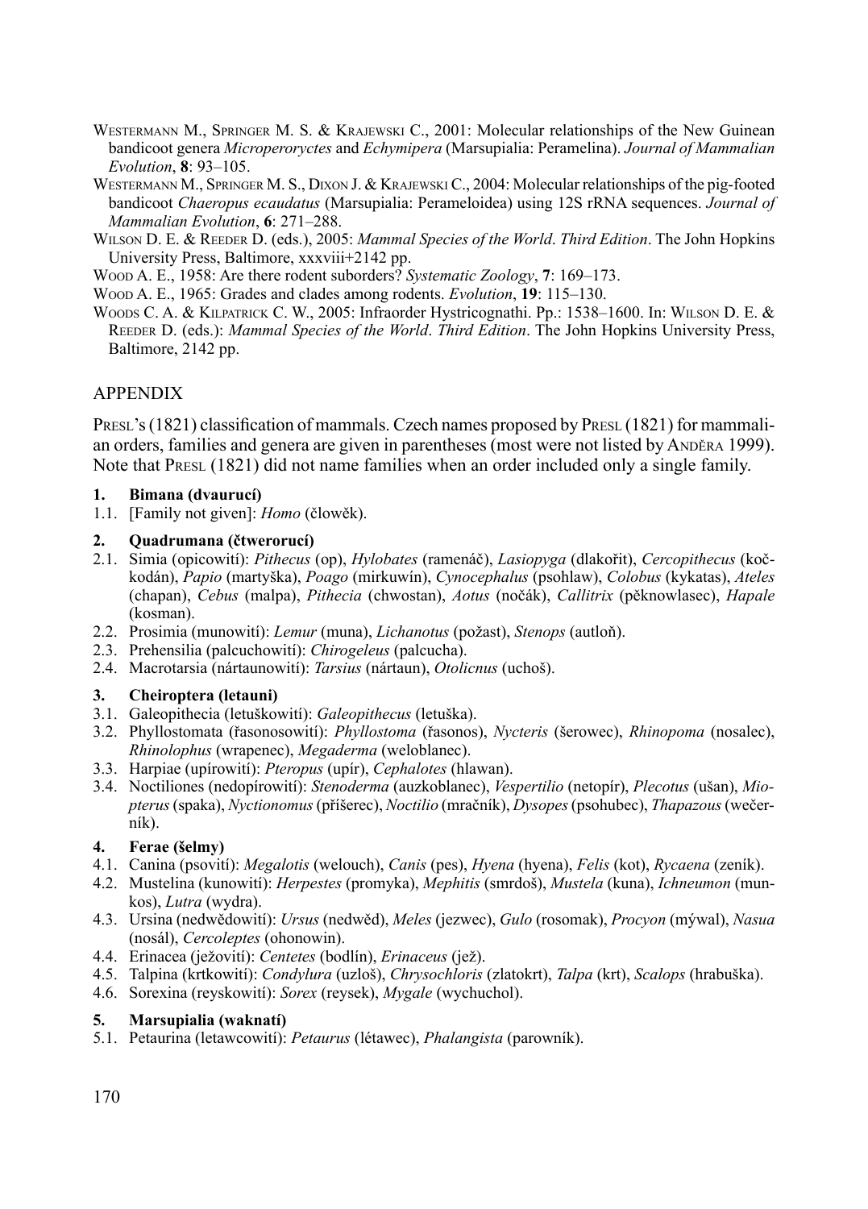Westermann M., Springer M. S. & Krajewski C., 2001: Molecular relationships of the New Guinean bandicoot genera *Microperoryctes* and *Echymipera* (Marsupialia: Peramelina). *Journal of Mammalian Evolution*, **8**: 93–105.

Westermann M., Springer M. S., Dixon J. & Krajewski C., 2004: Molecular relationships of the pig-footed bandicoot *Chaeropus ecaudatus* (Marsupialia: Perameloidea) using 12S rRNA sequences. *Journal of Mammalian Evolution*, **6**: 271–288.

Wilson D. E. & Reeder D. (eds.), 2005: *Mammal Species of the World*. *Third Edition*. The John Hopkins University Press, Baltimore, xxxviii+2142 pp.

Wood A. E., 1958: Are there rodent suborders? *Systematic Zoology*, **7**: 169–173.

Wood A. E., 1965: Grades and clades among rodents. *Evolution*, **19**: 115–130.

Woods C. A. & Kilpatrick C. W., 2005: Infraorder Hystricognathi. Pp.: 1538–1600. In: Wilson D. E. & Reeder D. (eds.): *Mammal Species of the World*. *Third Edition*. The John Hopkins University Press, Baltimore, 2142 pp.

## APPENDIX

Presl's (1821) classification of mammals. Czech names proposed by Presl (1821) for mammalian orders, families and genera are given in parentheses (most were not listed by Anděra 1999). Note that Presl (1821) did not name families when an order included only a single family.

**1. Bimana (dvaurucí)**

1.1. [Family not given]: *Homo* (člowěk).

**2. Quadrumana (čtwerorucí)**

2.1. Simia (opicowití): *Pithecus* (op), *Hylobates* (ramenáč), *Lasiopyga* (dlakořit), *Cercopithecus* (kočkodán), *Papio* (martyška), *Poago* (mirkuwín), *Cynocephalus* (psohlaw), *Colobus* (kykatas), *Ateles* (chapan), *Cebus* (malpa), *Pithecia* (chwostan), *Aotus* (nočák), *Callitrix* (pěknowlasec), *Hapale* (kosman).

2.2. Prosimia (munowití): *Lemur* (muna), *Lichanotus* (požast), *Stenops* (autloň).

2.3. Prehensilia (palcuchowití): *Chirogeleus* (palcucha).

2.4. Macrotarsia (nártaunowití): *Tarsius* (nártaun), *Otolicnus* (uchoš).

**3. Cheiroptera (letauni)**

3.1. Galeopithecia (letuškowití): *Galeopithecus* (letuška).

3.2. Phyllostomata (řasonosowití): *Phyllostoma* (řasonos), *Nycteris* (šerowec), *Rhinopoma* (nosalec), *Rhinolophus* (wrapenec), *Megaderma* (weloblanec).

3.3. Harpiae (upírowití): *Pteropus* (upír), *Cephalotes* (hlawan).

3.4. Noctiliones (nedopírowití): *Stenoderma* (auzkoblanec), *Vespertilio* (netopír), *Plecotus* (ušan), *Miopterus* (spaka), *Nyctionomus* (příšerec), *Noctilio* (mračník), *Dysopes* (psohubec), *Thapazous* (večerník).

**4. Ferae (šelmy)**

4.1. Canina (psowití): *Megalotis* (welouch), *Canis* (pes), *Hyena* (hyena), *Felis* (kot), *Rycaena* (zeník).

4.2. Mustelina (kunowití): *Herpestes* (promyka), *Mephitis* (smrdoš), *Mustela* (kuna), *Ichneumon* (munkos), *Lutra* (wydra).

4.3. Ursina (nedwědowití): *Ursus* (nedwěd), *Meles* (jezwec), *Gulo* (rosomak), *Procyon* (mýwal), *Nasua* (nosál), *Cercoleptes* (ohonowin).

4.4. Erinacea (ježowití): *Centetes* (bodlín), *Erinaceus* (jež).

4.5. Talpina (krtkowití): *Condylura* (uzloš), *Chrysochloris* (zlatokrt), *Talpa* (krt), *Scalops* (hrabuška).

4.6. Sorexina (reyskowití): *Sorex* (reysek), *Mygale* (wychuchol).

**5. Marsupialia (waknatí)**

5.1. Petaurina (letawcowití): *Petaurus* (létawec), *Phalangista* (parowník).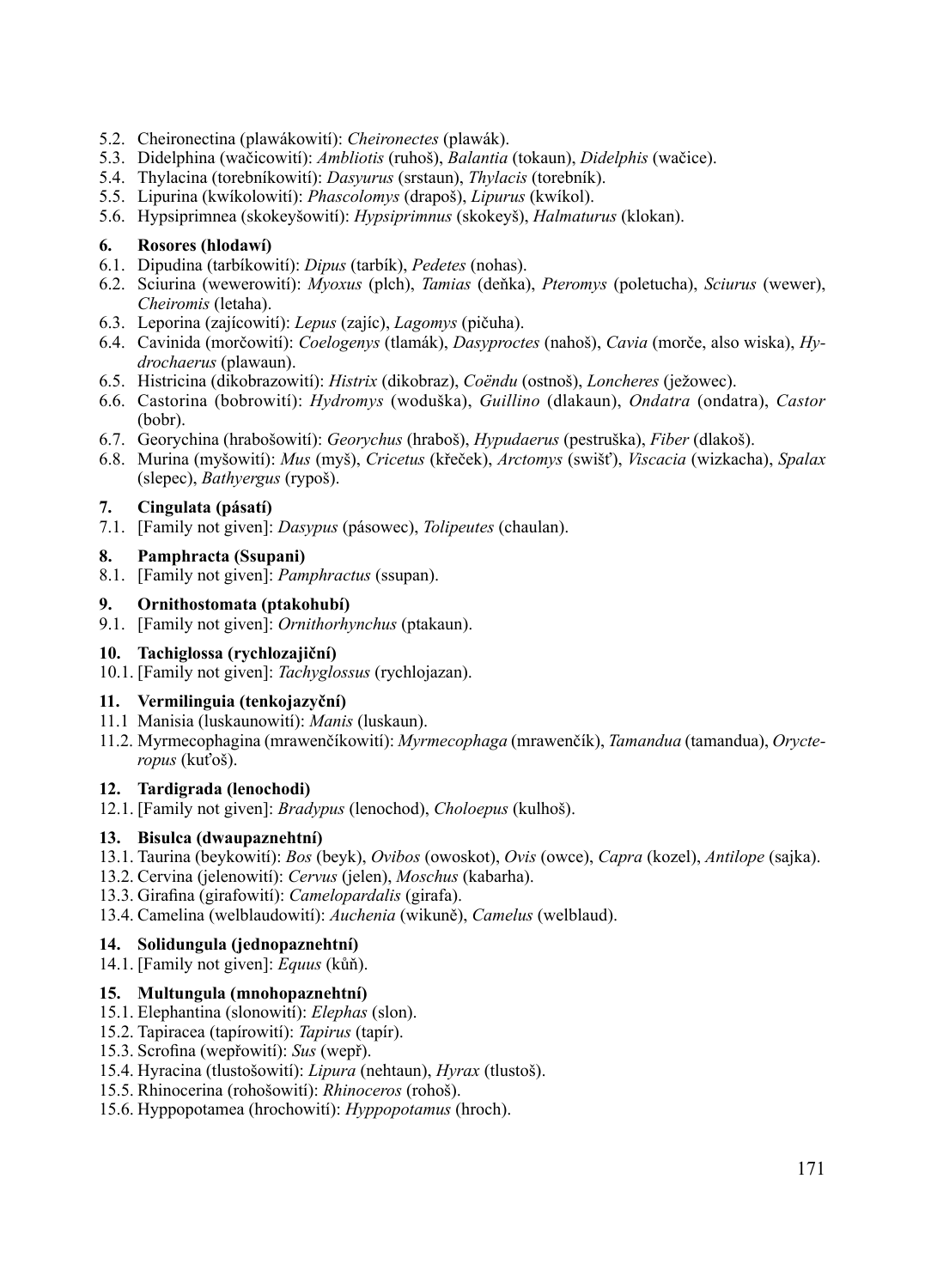5.2. Cheironectina (plawákowití): *Cheironectes* (plawák).
5.3. Didelphina (wačicowití): *Ambliotis* (ruhoš), *Balantia* (tokaun), *Didelphis* (wačice).
5.4. Thylacina (torebníkowití): *Dasyurus* (srstaun), *Thylacis* (torebník).
5.5. Lipurina (kwíkolowití): *Phascolomys* (drapoš), *Lipurus* (kwíkol).
5.6. Hypsiprimnea (skokeyšowití): *Hypsiprimnus* (skokeyš), *Halmaturus* (klokan).

### 6. Rosores (hlodawí)

6.1. Dipudina (tarbíkowití): *Dipus* (tarbík), *Pedetes* (nohas).
6.2. Sciurina (wewerowití): *Myoxus* (plch), *Tamias* (deňka), *Pteromys* (poletucha), *Sciurus* (wewer), *Cheiromis* (letaha).
6.3. Leporina (zajícowití): *Lepus* (zajíc), *Lagomys* (pičuha).
6.4. Cavinida (morčowití): *Coelogenys* (tlamák), *Dasyproctes* (nahoš), *Cavia* (morče, also wiska), *Hydrochaerus* (plawaun).
6.5. Histricina (dikobrazowití): *Histrix* (dikobraz), *Coëndu* (ostnoš), *Loncheres* (ježowec).
6.6. Castorina (bobrowití): *Hydromys* (woduška), *Guillino* (dlakaun), *Ondatra* (ondatra), *Castor* (bobr).
6.7. Georychina (hrabošowití): *Georychus* (hraboš), *Hypudaerus* (pestruška), *Fiber* (dlakoš).
6.8. Murina (myšowití): *Mus* (myš), *Cricetus* (křeček), *Arctomys* (swišť), *Viscacia* (wizkacha), *Spalax* (slepec), *Bathyergus* (rypoš).

### 7. Cingulata (pásatí)

7.1. [Family not given]: *Dasypus* (pásowec), *Tolipeutes* (chaulan).

### 8. Pamphracta (Ssupani)

8.1. [Family not given]: *Pamphractus* (ssupan).

### 9. Ornithostomata (ptakohubí)

9.1. [Family not given]: *Ornithorhynchus* (ptakaun).

### 10. Tachiglossa (rychlozajiční)

10.1. [Family not given]: *Tachyglossus* (rychlojazan).

### 11. Vermilinguia (tenkojazyční)

11.1 Manisia (luskaunowití): *Manis* (luskaun).
11.2. Myrmecophagina (mrawenčíkowití): *Myrmecophaga* (mrawenčík), *Tamandua* (tamandua), *Orycteropus* (kuťoš).

### 12. Tardigrada (lenochodi)

12.1. [Family not given]: *Bradypus* (lenochod), *Choloepus* (kulhoš).

### 13. Bisulca (dwaupaznehtní)

13.1. Taurina (beykowití): *Bos* (beyk), *Ovibos* (owoskot), *Ovis* (owce), *Capra* (kozel), *Antilope* (sajka).
13.2. Cervina (jelenowití): *Cervus* (jelen), *Moschus* (kabarha).
13.3. Girafina (girafowití): *Camelopardalis* (girafa).
13.4. Camelina (welblaudowití): *Auchenia* (wikuně), *Camelus* (welblaud).

### 14. Solidungula (jednopaznehtní)

14.1. [Family not given]: *Equus* (kůň).

### 15. Multungula (mnohopaznehtní)

15.1. Elephantina (slonowití): *Elephas* (slon).
15.2. Tapiracea (tapírowití): *Tapirus* (tapír).
15.3. Scrofina (wepřowití): *Sus* (wepř).
15.4. Hyracina (tlustošowití): *Lipura* (nehtaun), *Hyrax* (tlustoš).
15.5. Rhinocerina (rohošowití): *Rhinoceros* (rohoš).
15.6. Hyppopotamea (hrochowití): *Hyppopotamus* (hroch).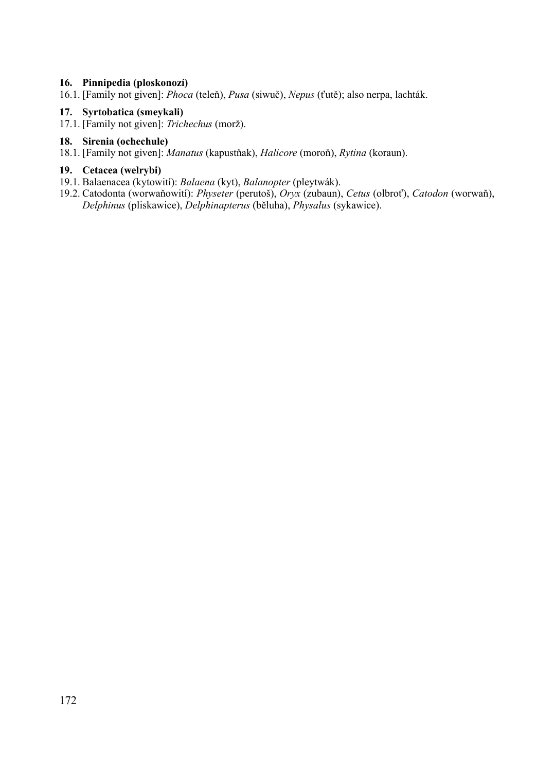### 16. Pinnipedia (ploskonozí)

16.1. [Family not given]: *Phoca* (teleň), *Pusa* (siwuč), *Nepus* (ťutě); also nerpa, lachták.

### 17. Syrtobatica (smeykali)

17.1. [Family not given]: *Trichechus* (morž).

### 18. Sirenia (ochechule)

18.1. [Family not given]: *Manatus* (kapustňak), *Halicore* (moroň), *Rytina* (koraun).

### 19. Cetacea (welrybi)

19.1. Balaenacea (kytowití): *Balaena* (kyt), *Balanopter* (pleytwák).
19.2. Catodonta (worwaňowití): *Physeter* (perutoš), *Oryx* (zubaun), *Cetus* (olbroť), *Catodon* (worwaň), *Delphinus* (pliskawice), *Delphinapterus* (běluha), *Physalus* (sykawice).